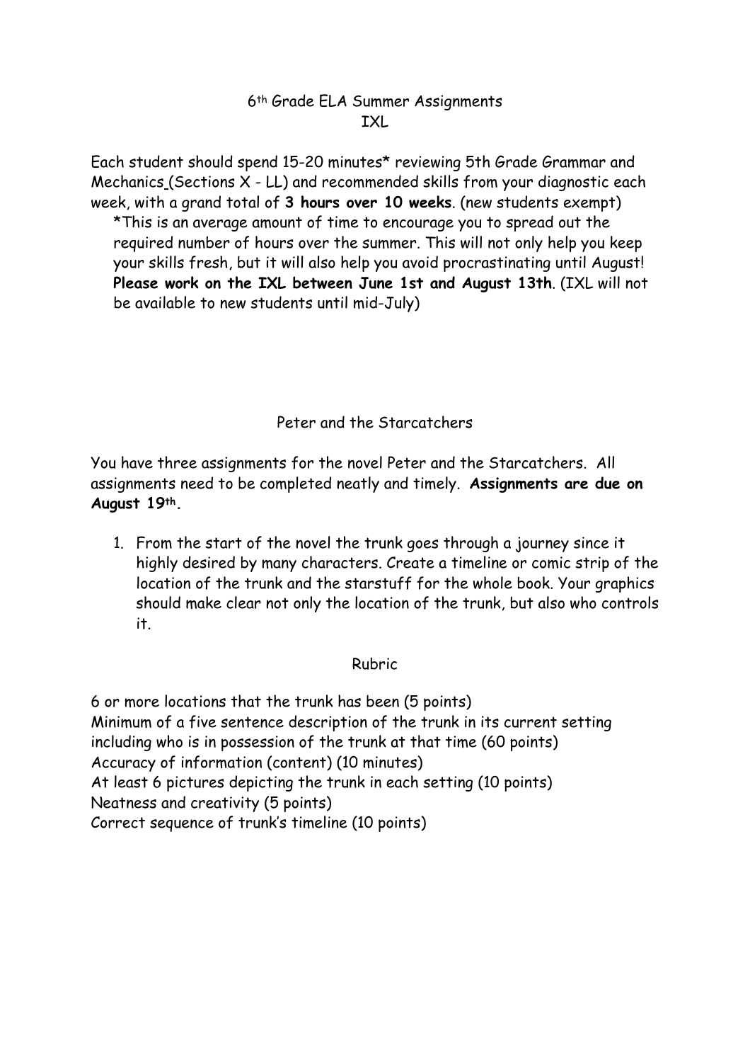# 6th Grade ELA Summer Assignments

## IXL

Each student should spend 15-20 minutes* reviewing 5th Grade Grammar and Mechanics (Sections X - LL) and recommended skills from your diagnostic each week, with a grand total of **3 hours over 10 weeks**. (new students exempt)

*This is an average amount of time to encourage you to spread out the required number of hours over the summer. This will not only help you keep your skills fresh, but it will also help you avoid procrastinating until August! **Please work on the IXL between June 1st and August 13th**. (IXL will not be available to new students until mid-July)

## Peter and the Starcatchers

You have three assignments for the novel Peter and the Starcatchers. All assignments need to be completed neatly and timely. **Assignments are due on August 19th.**

1. From the start of the novel the trunk goes through a journey since it highly desired by many characters. Create a timeline or comic strip of the location of the trunk and the starstuff for the whole book. Your graphics should make clear not only the location of the trunk, but also who controls it.

### Rubric

6 or more locations that the trunk has been (5 points)
Minimum of a five sentence description of the trunk in its current setting including who is in possession of the trunk at that time (60 points)
Accuracy of information (content) (10 minutes)
At least 6 pictures depicting the trunk in each setting (10 points)
Neatness and creativity (5 points)
Correct sequence of trunk's timeline (10 points)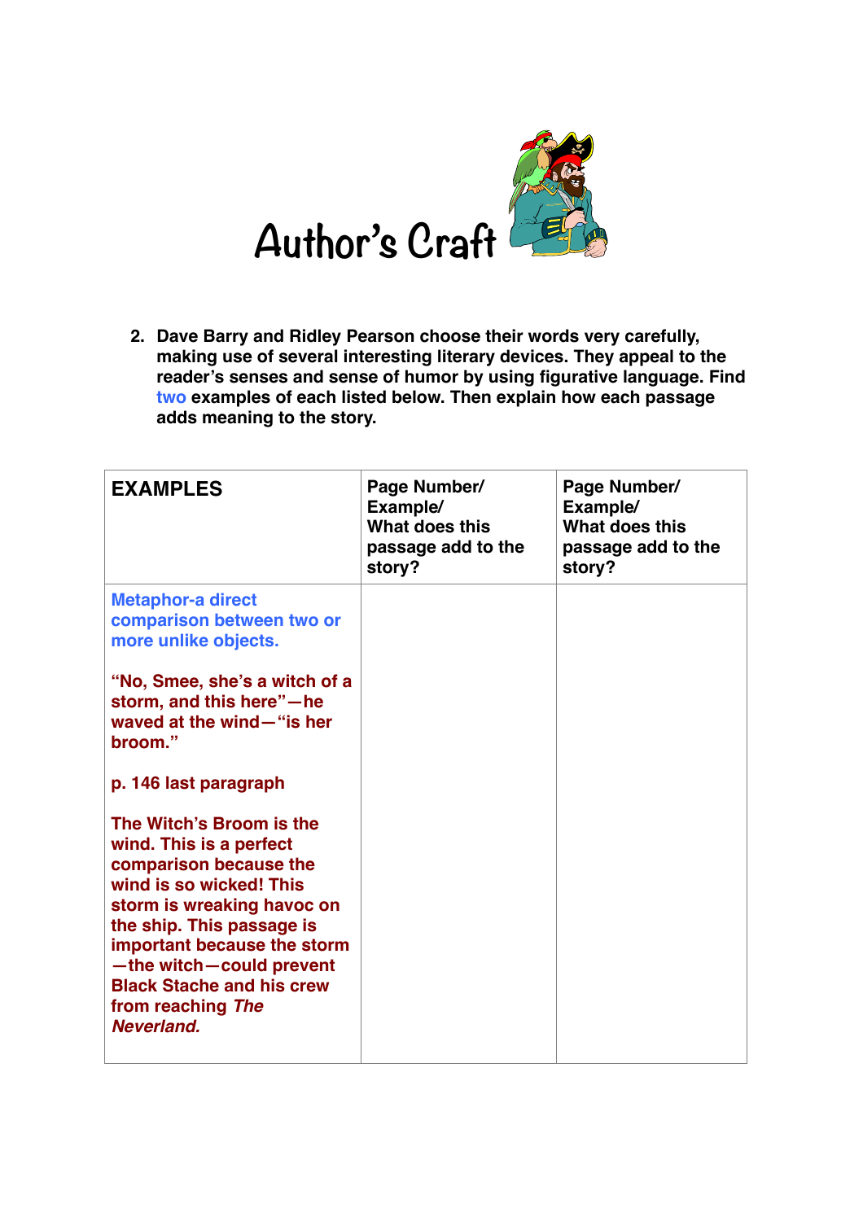# Author's Craft

2. **Dave Barry and Ridley Pearson choose their words very carefully, making use of several interesting literary devices. They appeal to the reader's senses and sense of humor by using figurative language. Find two examples of each listed below. Then explain how each passage adds meaning to the story.**

| EXAMPLES | Page Number/ Example/ What does this passage add to the story? | Page Number/ Example/ What does this passage add to the story? |
|---|---|---|
| **Metaphor-a direct comparison between two or more unlike objects.**<br><br>**"No, Smee, she's a witch of a storm, and this here"—he waved at the wind—"is her broom."**<br><br>**p. 146 last paragraph**<br><br>**The Witch's Broom is the wind. This is a perfect comparison because the wind is so wicked! This storm is wreaking havoc on the ship. This passage is important because the storm—the witch—could prevent Black Stache and his crew from reaching *The Neverland.*** | | |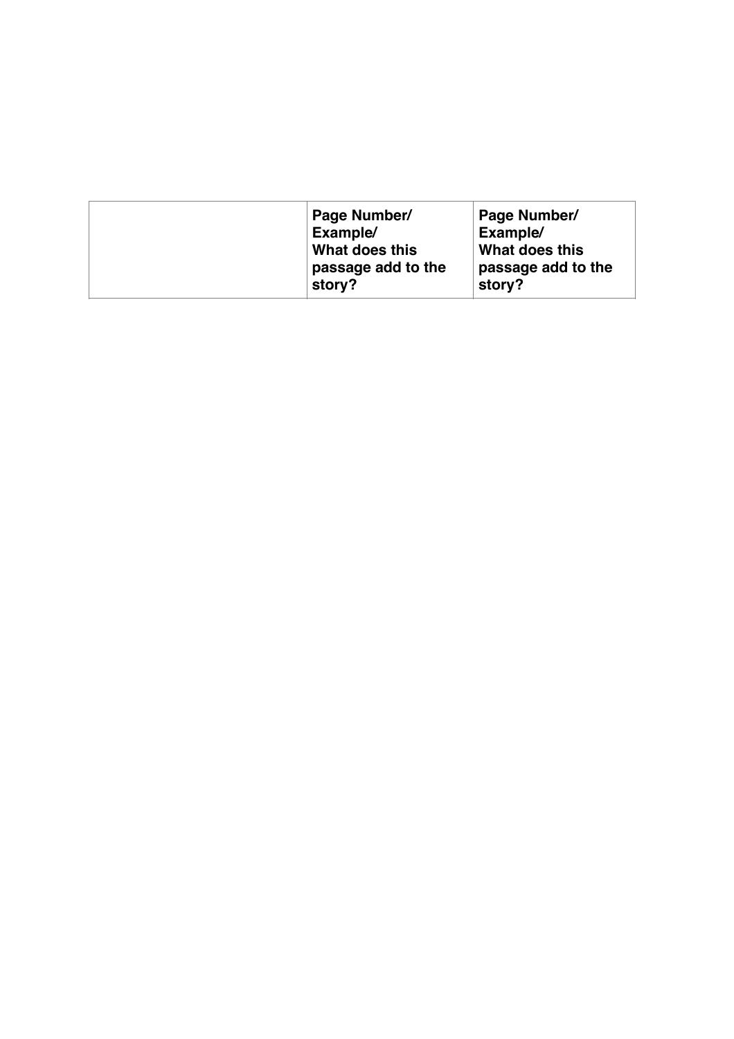| | Page Number/ Example/ What does this passage add to the story? | Page Number/ Example/ What does this passage add to the story? |
|---|---|---|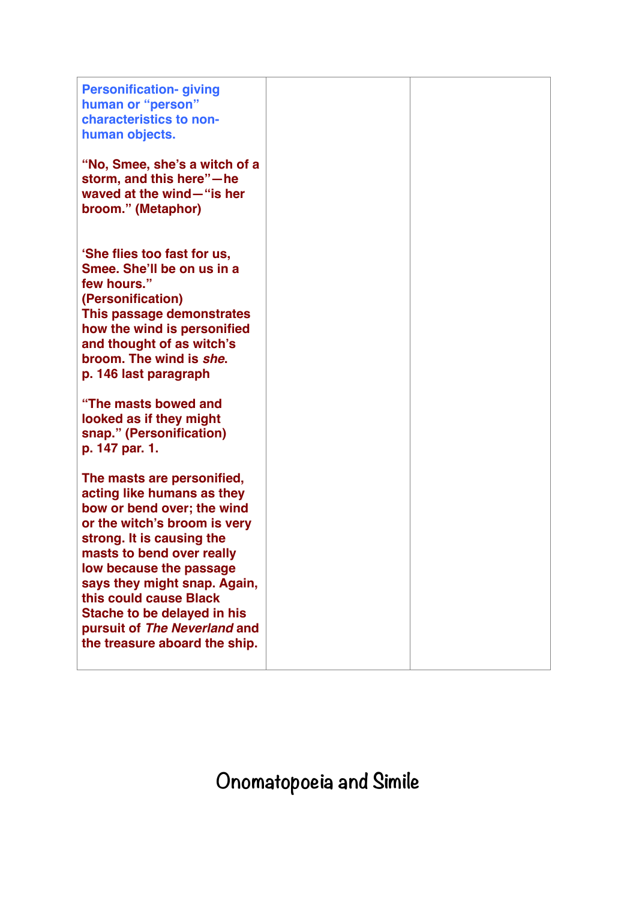| **Personification- giving human or "person" characteristics to non-human objects.**<br><br>**"No, Smee, she's a witch of a storm, and this here"—he waved at the wind—"is her broom." (Metaphor)**<br><br>**'She flies too fast for us, Smee. She'll be on us in a few hours." (Personification)**<br>**This passage demonstrates how the wind is personified and thought of as witch's broom. The wind is *she*.**<br>**p. 146 last paragraph**<br><br>**"The masts bowed and looked as if they might snap." (Personification)**<br>**p. 147 par. 1.**<br><br>**The masts are personified, acting like humans as they bow or bend over; the wind or the witch's broom is very strong. It is causing the masts to bend over really low because the passage says they might snap. Again, this could cause Black Stache to be delayed in his pursuit of *The Neverland* and the treasure aboard the ship.** | | |
|---|---|---|

# Onomatopoeia and Simile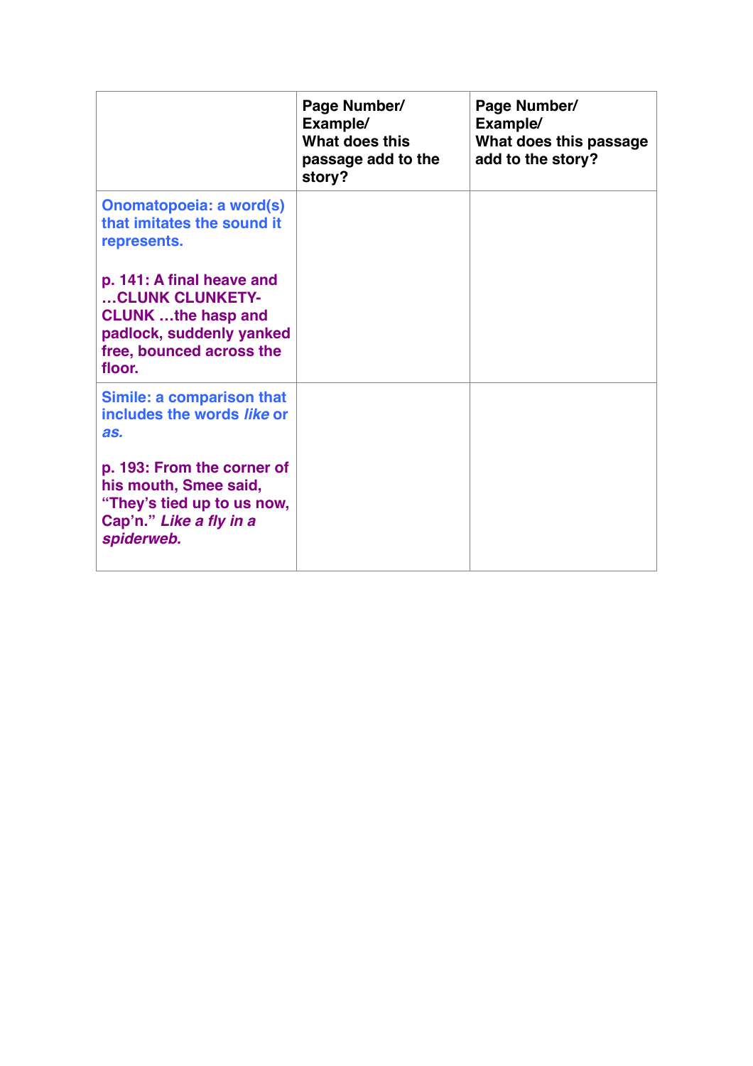| | Page Number/ Example/ What does this passage add to the story? | Page Number/ Example/ What does this passage add to the story? |
|---|---|---|
| **Onomatopoeia: a word(s) that imitates the sound it represents.**<br><br>**p. 141: A final heave and …CLUNK CLUNKETY-CLUNK …the hasp and padlock, suddenly yanked free, bounced across the floor.** | | |
| **Simile: a comparison that includes the words *like* or *as.***<br><br>**p. 193: From the corner of his mouth, Smee said, "They's tied up to us now, Cap'n." *Like a fly in a spiderweb.*** | | |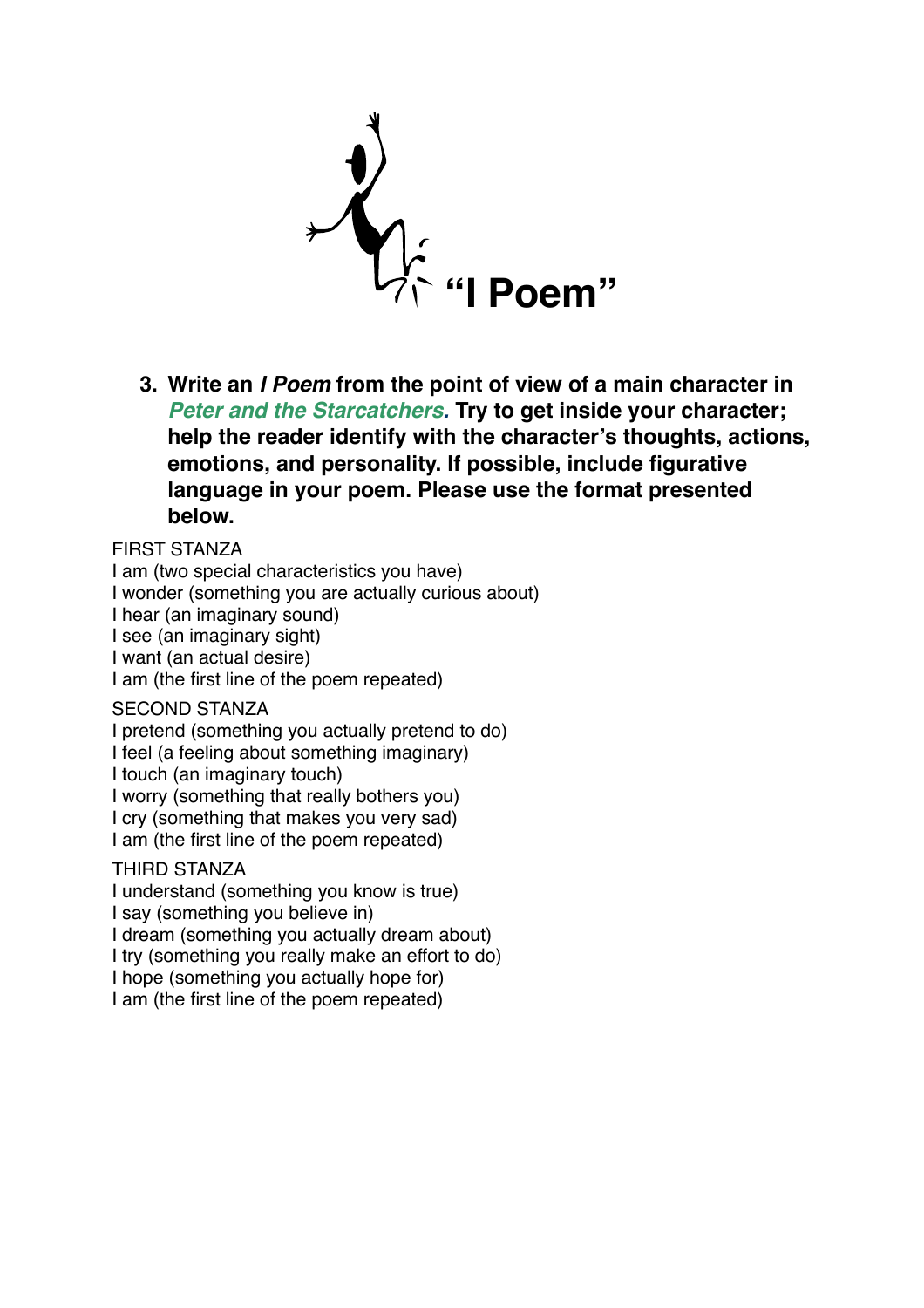# "I Poem"

3. **Write an *I Poem* from the point of view of a main character in *Peter and the Starcatchers.* Try to get inside your character; help the reader identify with the character's thoughts, actions, emotions, and personality. If possible, include figurative language in your poem. Please use the format presented below.**

FIRST STANZA
I am (two special characteristics you have)
I wonder (something you are actually curious about)
I hear (an imaginary sound)
I see (an imaginary sight)
I want (an actual desire)
I am (the first line of the poem repeated)

SECOND STANZA
I pretend (something you actually pretend to do)
I feel (a feeling about something imaginary)
I touch (an imaginary touch)
I worry (something that really bothers you)
I cry (something that makes you very sad)
I am (the first line of the poem repeated)

THIRD STANZA
I understand (something you know is true)
I say (something you believe in)
I dream (something you actually dream about)
I try (something you really make an effort to do)
I hope (something you actually hope for)
I am (the first line of the poem repeated)